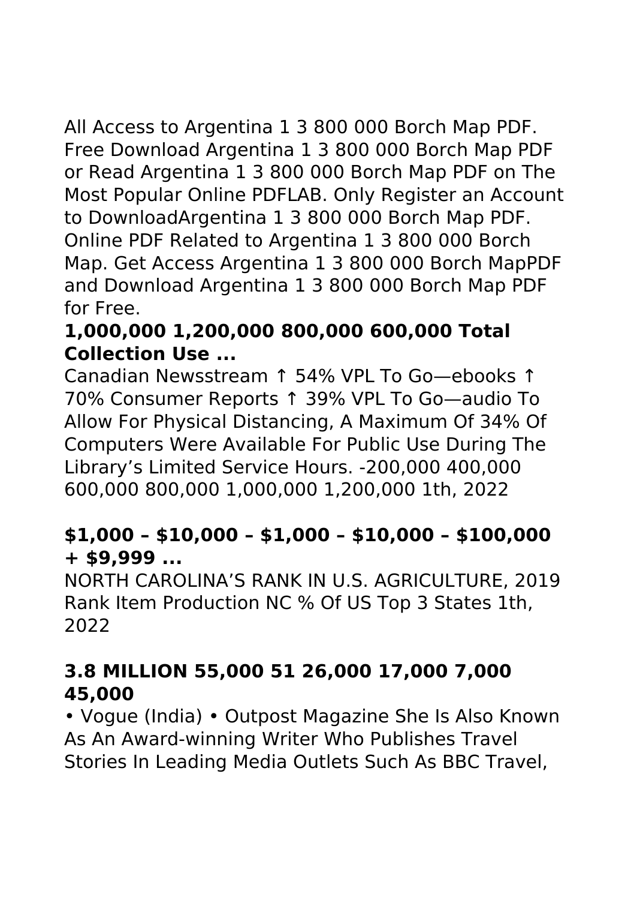All Access to Argentina 1 3 800 000 Borch Map PDF. Free Download Argentina 1 3 800 000 Borch Map PDF or Read Argentina 1 3 800 000 Borch Map PDF on The Most Popular Online PDFLAB. Only Register an Account to DownloadArgentina 1 3 800 000 Borch Map PDF. Online PDF Related to Argentina 1 3 800 000 Borch Map. Get Access Argentina 1 3 800 000 Borch MapPDF and Download Argentina 1 3 800 000 Borch Map PDF for Free.

### 1,000,000 1,200,000 800,000 600,000 Total Collection Use ...

Canadian Newsstream ↑ 54% VPL To Go—ebooks ↑ 70% Consumer Reports ↑ 39% VPL To Go—audio To Allow For Physical Distancing, A Maximum Of 34% Of Computers Were Available For Public Use During The Library's Limited Service Hours. -200,000 400,000 600,000 800,000 1,000,000 1,200,000 1th, 2022

### $1,000 – $10,000 – $1,000 – $10,000 – $100,000 + $9,999 ...

NORTH CAROLINA'S RANK IN U.S. AGRICULTURE, 2019 Rank Item Production NC % Of US Top 3 States 1th, 2022

### 3.8 MILLION 55,000 51 26,000 17,000 7,000 45,000

• Vogue (India) • Outpost Magazine She Is Also Known As An Award-winning Writer Who Publishes Travel Stories In Leading Media Outlets Such As BBC Travel,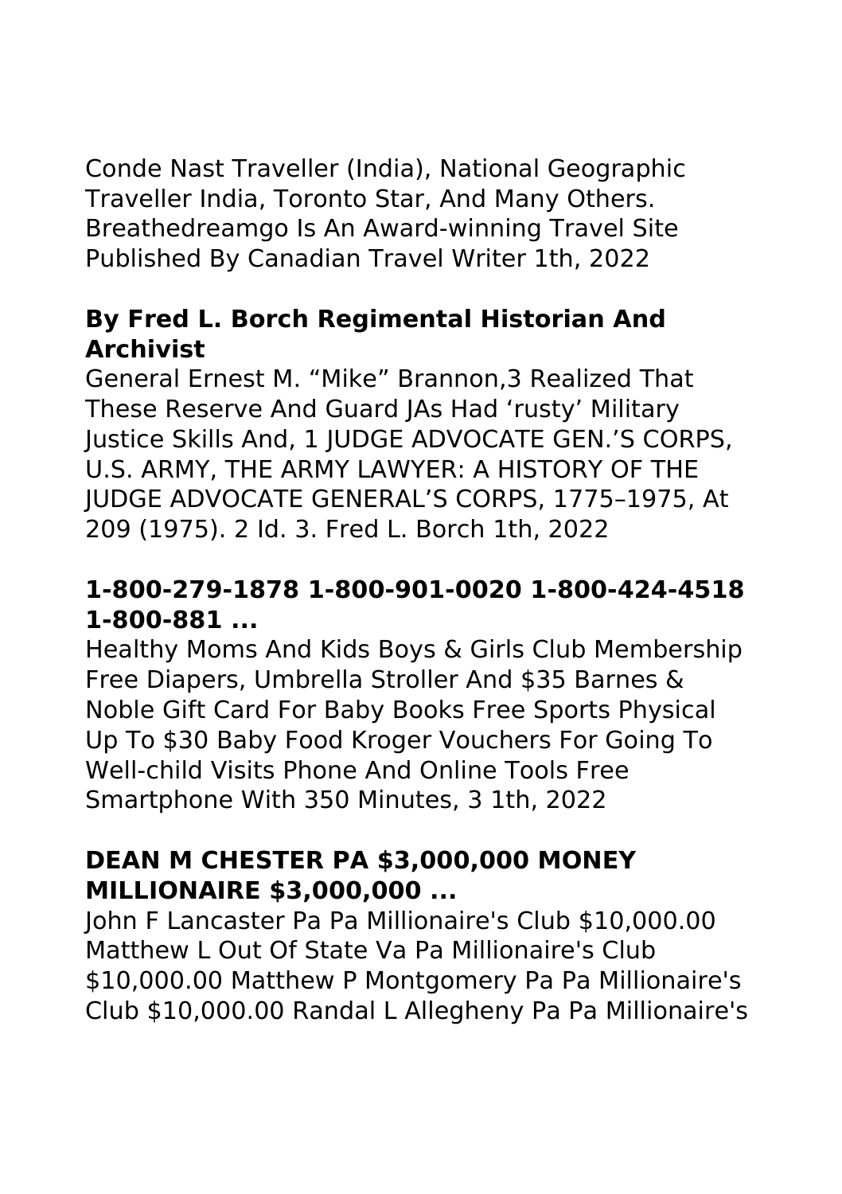Conde Nast Traveller (India), National Geographic Traveller India, Toronto Star, And Many Others. Breathedreamgo Is An Award-winning Travel Site Published By Canadian Travel Writer 1th, 2022

### By Fred L. Borch Regimental Historian And Archivist

General Ernest M. "Mike" Brannon,3 Realized That These Reserve And Guard JAs Had 'rusty' Military Justice Skills And, 1 JUDGE ADVOCATE GEN.'S CORPS, U.S. ARMY, THE ARMY LAWYER: A HISTORY OF THE JUDGE ADVOCATE GENERAL'S CORPS, 1775–1975, At 209 (1975). 2 Id. 3. Fred L. Borch 1th, 2022

### 1-800-279-1878 1-800-901-0020 1-800-424-4518 1-800-881 ...

Healthy Moms And Kids Boys & Girls Club Membership Free Diapers, Umbrella Stroller And $35 Barnes & Noble Gift Card For Baby Books Free Sports Physical Up To $30 Baby Food Kroger Vouchers For Going To Well-child Visits Phone And Online Tools Free Smartphone With 350 Minutes, 3 1th, 2022

### DEAN M CHESTER PA $3,000,000 MONEY MILLIONAIRE $3,000,000 ...

John F Lancaster Pa Pa Millionaire's Club $10,000.00 Matthew L Out Of State Va Pa Millionaire's Club $10,000.00 Matthew P Montgomery Pa Pa Millionaire's Club $10,000.00 Randal L Allegheny Pa Pa Millionaire's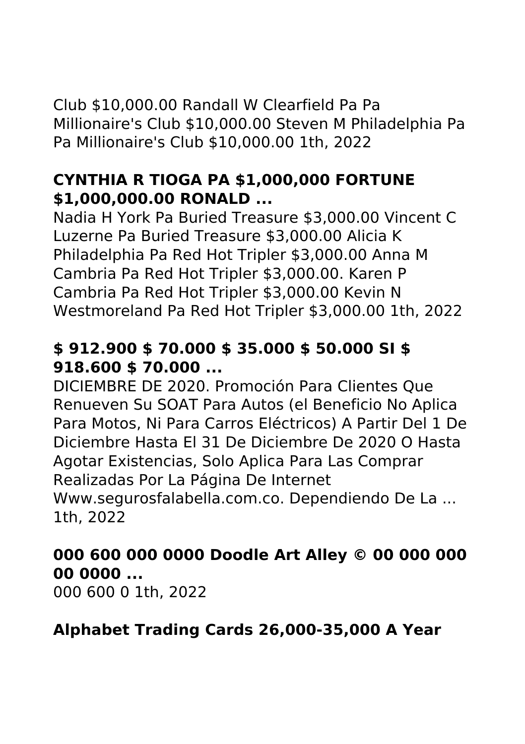Club $10,000.00 Randall W Clearfield Pa Pa Millionaire's Club $10,000.00 Steven M Philadelphia Pa Pa Millionaire's Club $10,000.00 1th, 2022

### CYNTHIA R TIOGA PA $1,000,000 FORTUNE $1,000,000.00 RONALD ...

Nadia H York Pa Buried Treasure $3,000.00 Vincent C Luzerne Pa Buried Treasure $3,000.00 Alicia K Philadelphia Pa Red Hot Tripler $3,000.00 Anna M Cambria Pa Red Hot Tripler $3,000.00. Karen P Cambria Pa Red Hot Tripler $3,000.00 Kevin N Westmoreland Pa Red Hot Tripler $3,000.00 1th, 2022

### $ 912.900 $ 70.000 $ 35.000 $ 50.000 SI $ 918.600 $ 70.000 ...

DICIEMBRE DE 2020. Promoción Para Clientes Que Renueven Su SOAT Para Autos (el Beneficio No Aplica Para Motos, Ni Para Carros Eléctricos) A Partir Del 1 De Diciembre Hasta El 31 De Diciembre De 2020 O Hasta Agotar Existencias, Solo Aplica Para Las Comprar Realizadas Por La Página De Internet Www.segurosfalabella.com.co. Dependiendo De La ... 1th, 2022

### 000 600 000 0000 Doodle Art Alley © 00 000 000 00 0000 ...

000 600 0 1th, 2022

### Alphabet Trading Cards 26,000-35,000 A Year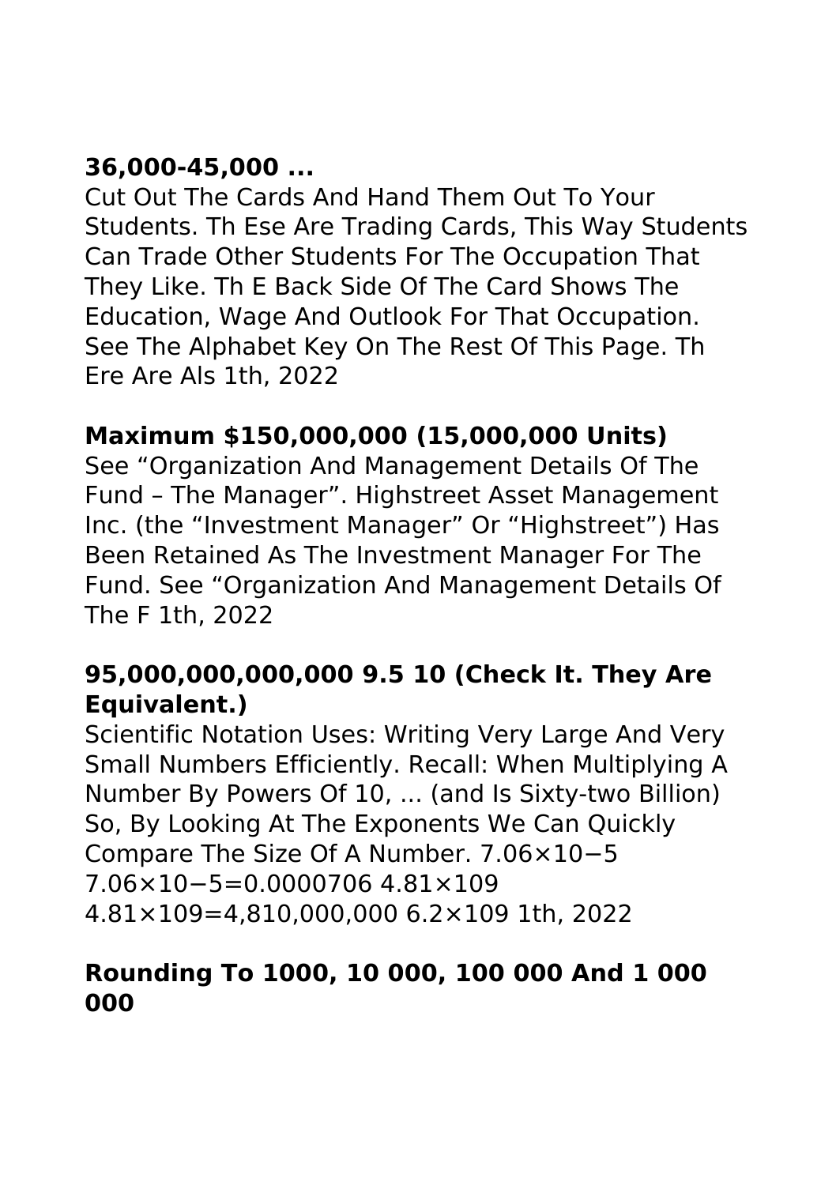### 36,000-45,000 ...

Cut Out The Cards And Hand Them Out To Your Students. Th Ese Are Trading Cards, This Way Students Can Trade Other Students For The Occupation That They Like. Th E Back Side Of The Card Shows The Education, Wage And Outlook For That Occupation. See The Alphabet Key On The Rest Of This Page. Th Ere Are Als 1th, 2022

### Maximum $150,000,000 (15,000,000 Units)

See "Organization And Management Details Of The Fund – The Manager". Highstreet Asset Management Inc. (the "Investment Manager" Or "Highstreet") Has Been Retained As The Investment Manager For The Fund. See "Organization And Management Details Of The F 1th, 2022

### 95,000,000,000,000 9.5 10 (Check It. They Are Equivalent.)

Scientific Notation Uses: Writing Very Large And Very Small Numbers Efficiently. Recall: When Multiplying A Number By Powers Of 10, ... (and Is Sixty-two Billion) So, By Looking At The Exponents We Can Quickly Compare The Size Of A Number. $7.06\times10^{-5}$ $7.06\times10^{-5}=0.0000706$ $4.81\times109$ $4.81\times109=4{,}810{,}000{,}000$ $6.2\times109$ 1th, 2022

### Rounding To 1000, 10 000, 100 000 And 1 000 000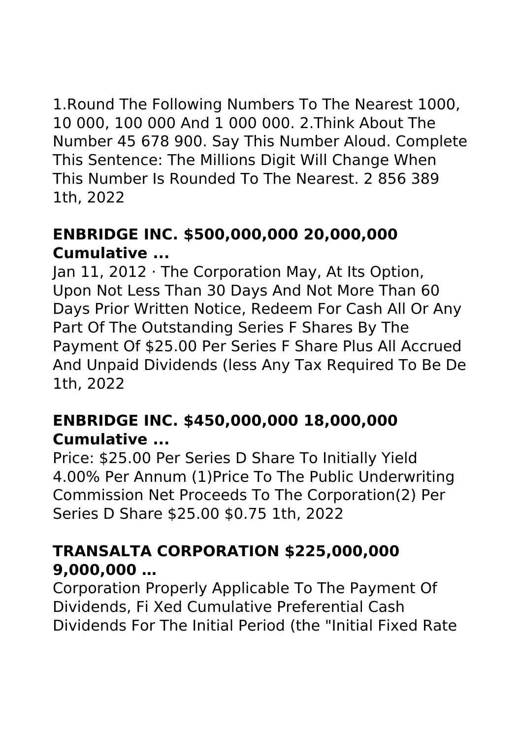1.Round The Following Numbers To The Nearest 1000, 10 000, 100 000 And 1 000 000. 2.Think About The Number 45 678 900. Say This Number Aloud. Complete This Sentence: The Millions Digit Will Change When This Number Is Rounded To The Nearest. 2 856 389 1th, 2022

### **ENBRIDGE INC. $500,000,000 20,000,000 Cumulative ...**

Jan 11, 2012 · The Corporation May, At Its Option, Upon Not Less Than 30 Days And Not More Than 60 Days Prior Written Notice, Redeem For Cash All Or Any Part Of The Outstanding Series F Shares By The Payment Of $25.00 Per Series F Share Plus All Accrued And Unpaid Dividends (less Any Tax Required To Be De 1th, 2022

### **ENBRIDGE INC. $450,000,000 18,000,000 Cumulative ...**

Price: $25.00 Per Series D Share To Initially Yield 4.00% Per Annum (1)Price To The Public Underwriting Commission Net Proceeds To The Corporation(2) Per Series D Share $25.00 $0.75 1th, 2022

### **TRANSALTA CORPORATION $225,000,000 9,000,000 …**

Corporation Properly Applicable To The Payment Of Dividends, Fi Xed Cumulative Preferential Cash Dividends For The Initial Period (the "Initial Fixed Rate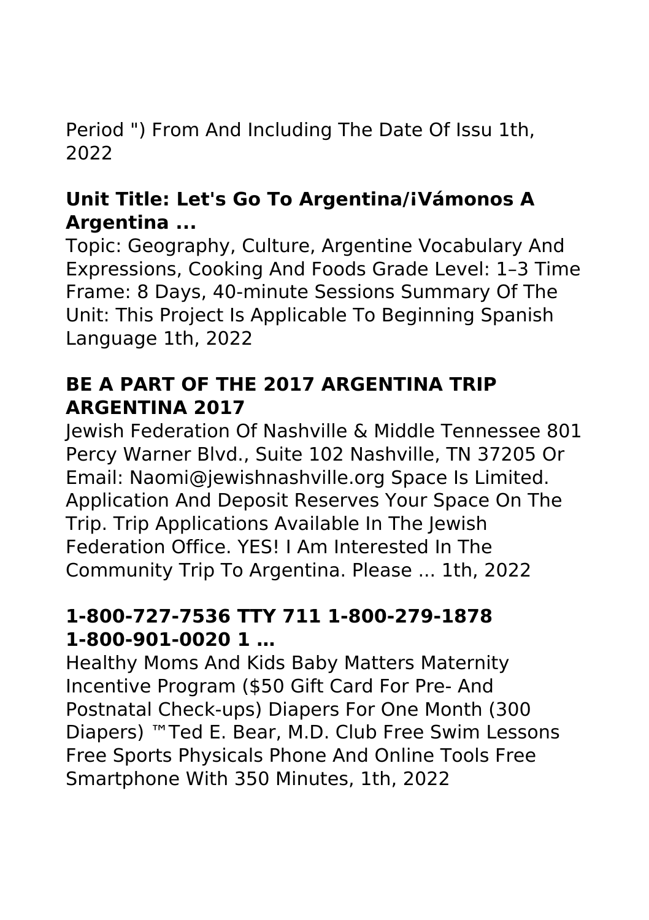Period ") From And Including The Date Of Issu 1th, 2022

### Unit Title: Let's Go To Argentina/¡Vámonos A Argentina ...

Topic: Geography, Culture, Argentine Vocabulary And Expressions, Cooking And Foods Grade Level: 1–3 Time Frame: 8 Days, 40-minute Sessions Summary Of The Unit: This Project Is Applicable To Beginning Spanish Language 1th, 2022

### BE A PART OF THE 2017 ARGENTINA TRIP ARGENTINA 2017

Jewish Federation Of Nashville & Middle Tennessee 801 Percy Warner Blvd., Suite 102 Nashville, TN 37205 Or Email: Naomi@jewishnashville.org Space Is Limited. Application And Deposit Reserves Your Space On The Trip. Trip Applications Available In The Jewish Federation Office. YES! I Am Interested In The Community Trip To Argentina. Please ... 1th, 2022

### 1-800-727-7536 TTY 711 1-800-279-1878 1-800-901-0020 1 …

Healthy Moms And Kids Baby Matters Maternity Incentive Program ($50 Gift Card For Pre- And Postnatal Check-ups) Diapers For One Month (300 Diapers) ™Ted E. Bear, M.D. Club Free Swim Lessons Free Sports Physicals Phone And Online Tools Free Smartphone With 350 Minutes, 1th, 2022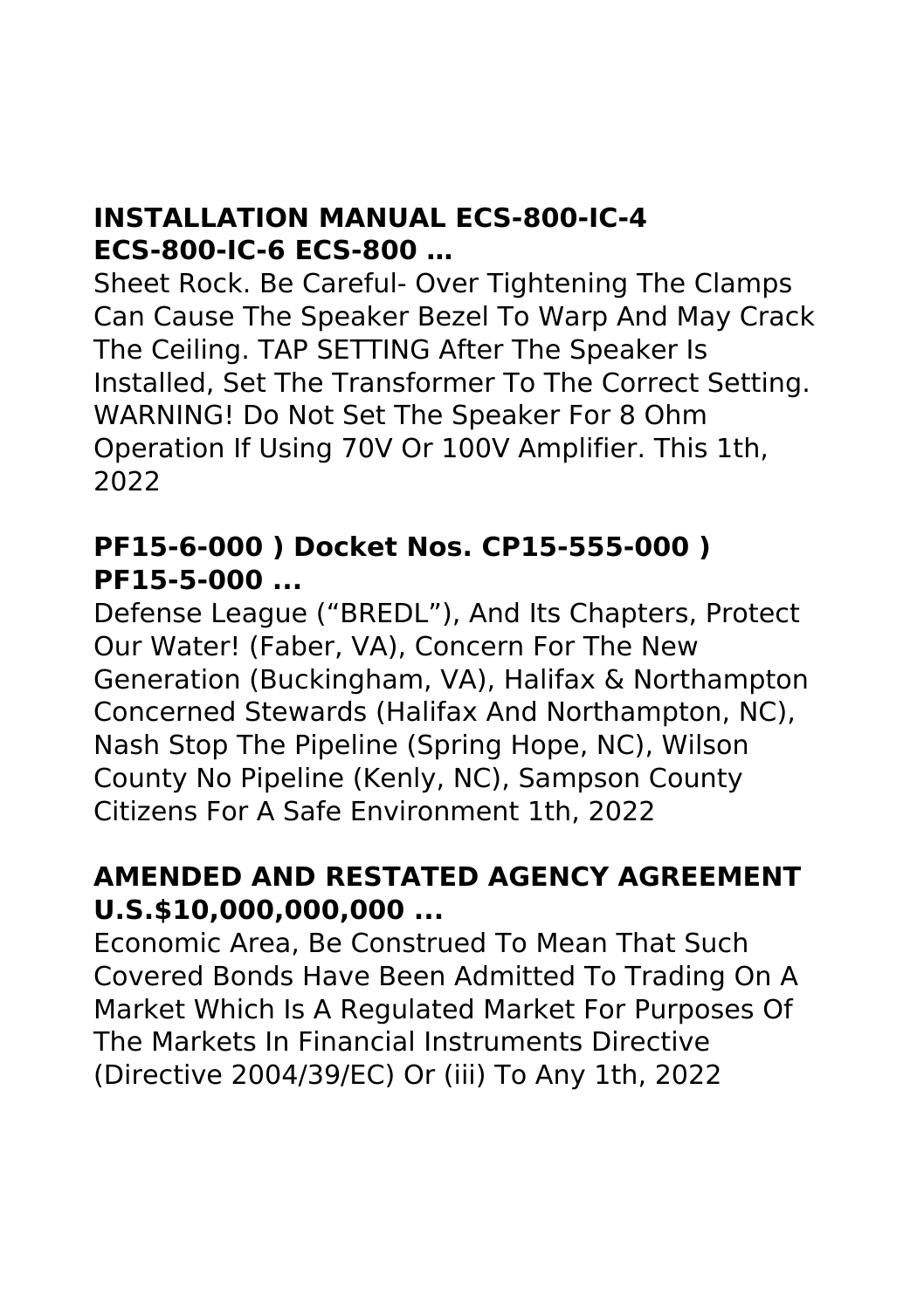### INSTALLATION MANUAL ECS-800-IC-4 ECS-800-IC-6 ECS-800 …

Sheet Rock. Be Careful- Over Tightening The Clamps Can Cause The Speaker Bezel To Warp And May Crack The Ceiling. TAP SETTING After The Speaker Is Installed, Set The Transformer To The Correct Setting. WARNING! Do Not Set The Speaker For 8 Ohm Operation If Using 70V Or 100V Amplifier. This 1th, 2022

### PF15-6-000 ) Docket Nos. CP15-555-000 ) PF15-5-000 ...

Defense League ("BREDL"), And Its Chapters, Protect Our Water! (Faber, VA), Concern For The New Generation (Buckingham, VA), Halifax & Northampton Concerned Stewards (Halifax And Northampton, NC), Nash Stop The Pipeline (Spring Hope, NC), Wilson County No Pipeline (Kenly, NC), Sampson County Citizens For A Safe Environment 1th, 2022

### AMENDED AND RESTATED AGENCY AGREEMENT U.S.$10,000,000,000 ...

Economic Area, Be Construed To Mean That Such Covered Bonds Have Been Admitted To Trading On A Market Which Is A Regulated Market For Purposes Of The Markets In Financial Instruments Directive (Directive 2004/39/EC) Or (iii) To Any 1th, 2022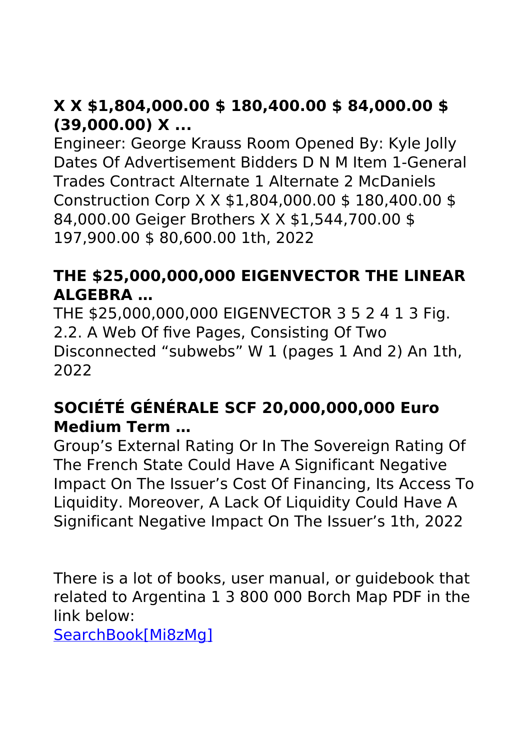## X X $1,804,000.00 $ 180,400.00 $ 84,000.00 $ (39,000.00) X ...

Engineer: George Krauss Room Opened By: Kyle Jolly Dates Of Advertisement Bidders D N M Item 1-General Trades Contract Alternate 1 Alternate 2 McDaniels Construction Corp X X $1,804,000.00 $ 180,400.00 $ 84,000.00 Geiger Brothers X X $1,544,700.00 $ 197,900.00 $ 80,600.00 1th, 2022

## THE $25,000,000,000 EIGENVECTOR THE LINEAR ALGEBRA …

THE $25,000,000,000 EIGENVECTOR 3 5 2 4 1 3 Fig. 2.2. A Web Of five Pages, Consisting Of Two Disconnected “subwebs” W 1 (pages 1 And 2) An 1th, 2022

## SOCIÉTÉ GÉNÉRALE SCF 20,000,000,000 Euro Medium Term …

Group’s External Rating Or In The Sovereign Rating Of The French State Could Have A Significant Negative Impact On The Issuer’s Cost Of Financing, Its Access To Liquidity. Moreover, A Lack Of Liquidity Could Have A Significant Negative Impact On The Issuer’s 1th, 2022

There is a lot of books, user manual, or guidebook that related to Argentina 1 3 800 000 Borch Map PDF in the link below:

SearchBook[Mi8zMg]